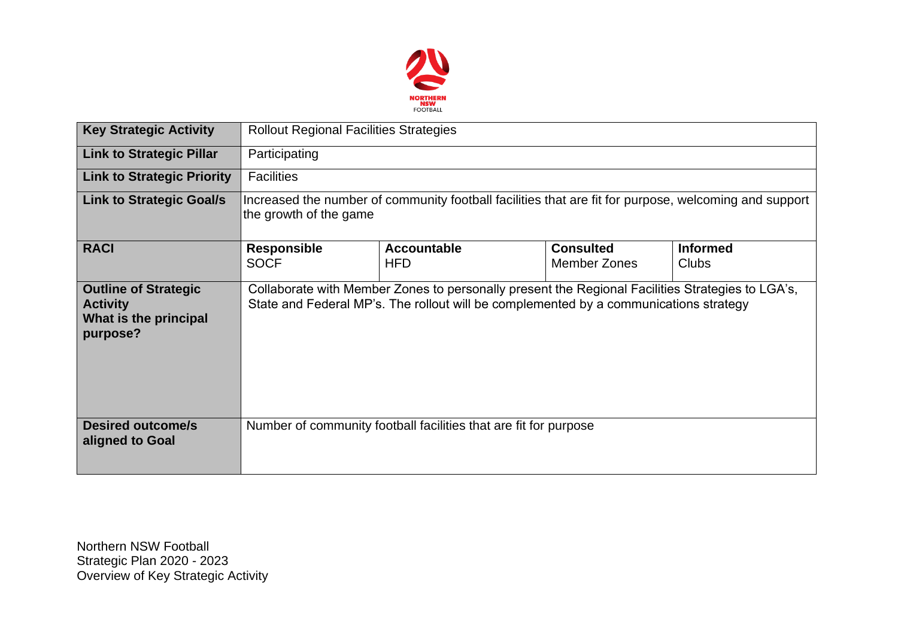| Key Strategic Activity | Rollout Regional Facilities Strategies | | | |
|---|---|---|---|---|
| **Link to Strategic Pillar** | Participating | | | |
| **Link to Strategic Priority** | Facilities | | | |
| **Link to Strategic Goal/s** | Increased the number of community football facilities that are fit for purpose, welcoming and support the growth of the game | | | |
| **RACI** | **Responsible** SOCF | **Accountable** HFD | **Consulted** Member Zones | **Informed** Clubs |
| **Outline of Strategic Activity What is the principal purpose?** | Collaborate with Member Zones to personally present the Regional Facilities Strategies to LGA's, State and Federal MP's. The rollout will be complemented by a communications strategy | | | |
| **Desired outcome/s aligned to Goal** | Number of community football facilities that are fit for purpose | | | |

Northern NSW Football
Strategic Plan 2020 - 2023
Overview of Key Strategic Activity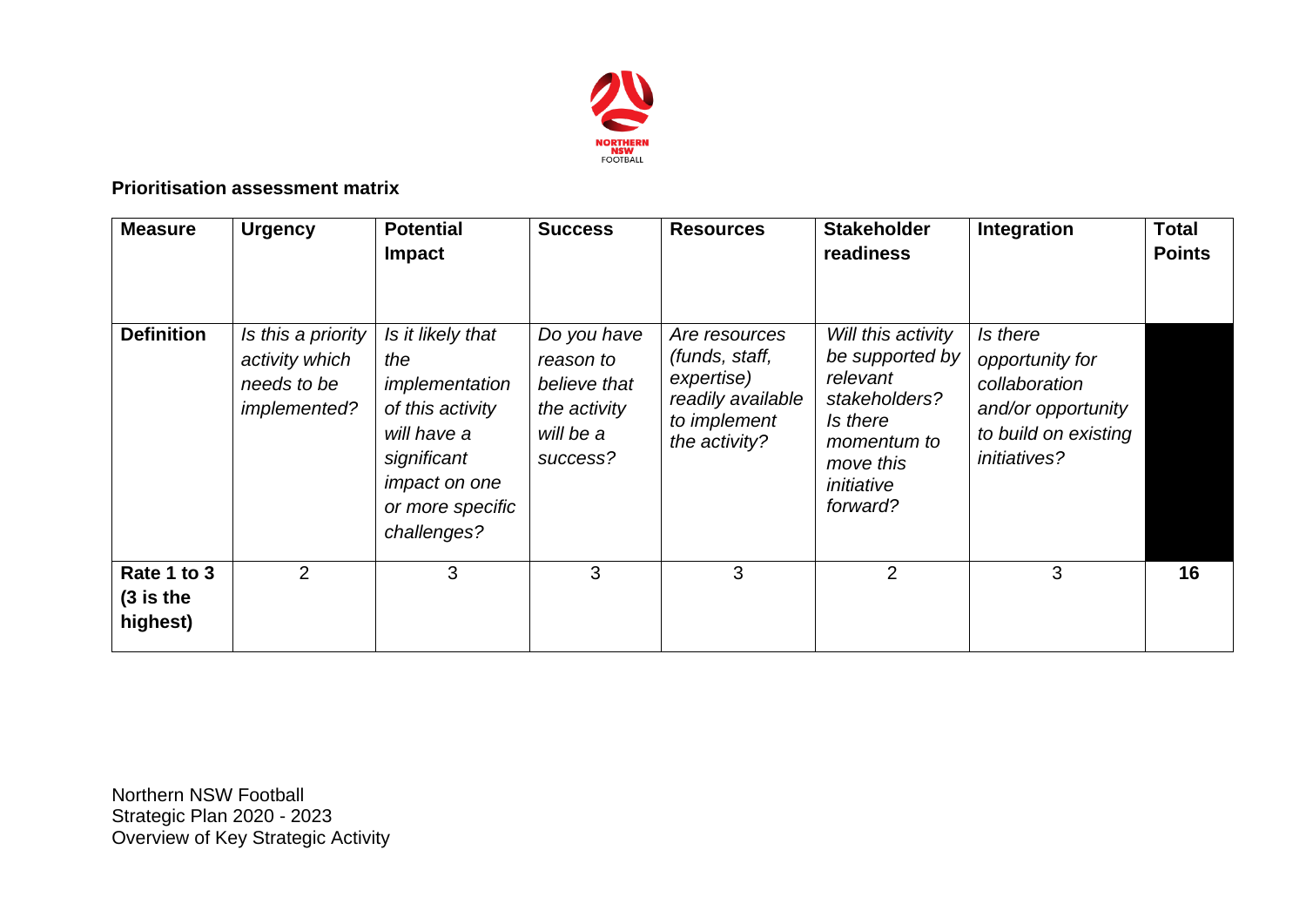**Prioritisation assessment matrix**

| Measure | Urgency | Potential Impact | Success | Resources | Stakeholder readiness | Integration | Total Points |
|---|---|---|---|---|---|---|---|
| **Definition** | *Is this a priority activity which needs to be implemented?* | *Is it likely that the implementation of this activity will have a significant impact on one or more specific challenges?* | *Do you have reason to believe that the activity will be a success?* | *Are resources (funds, staff, expertise) readily available to implement the activity?* | *Will this activity be supported by relevant stakeholders? Is there momentum to move this initiative forward?* | *Is there opportunity for collaboration and/or opportunity to build on existing initiatives?* | |
| **Rate 1 to 3 (3 is the highest)** | 2 | 3 | 3 | 3 | 2 | 3 | **16** |